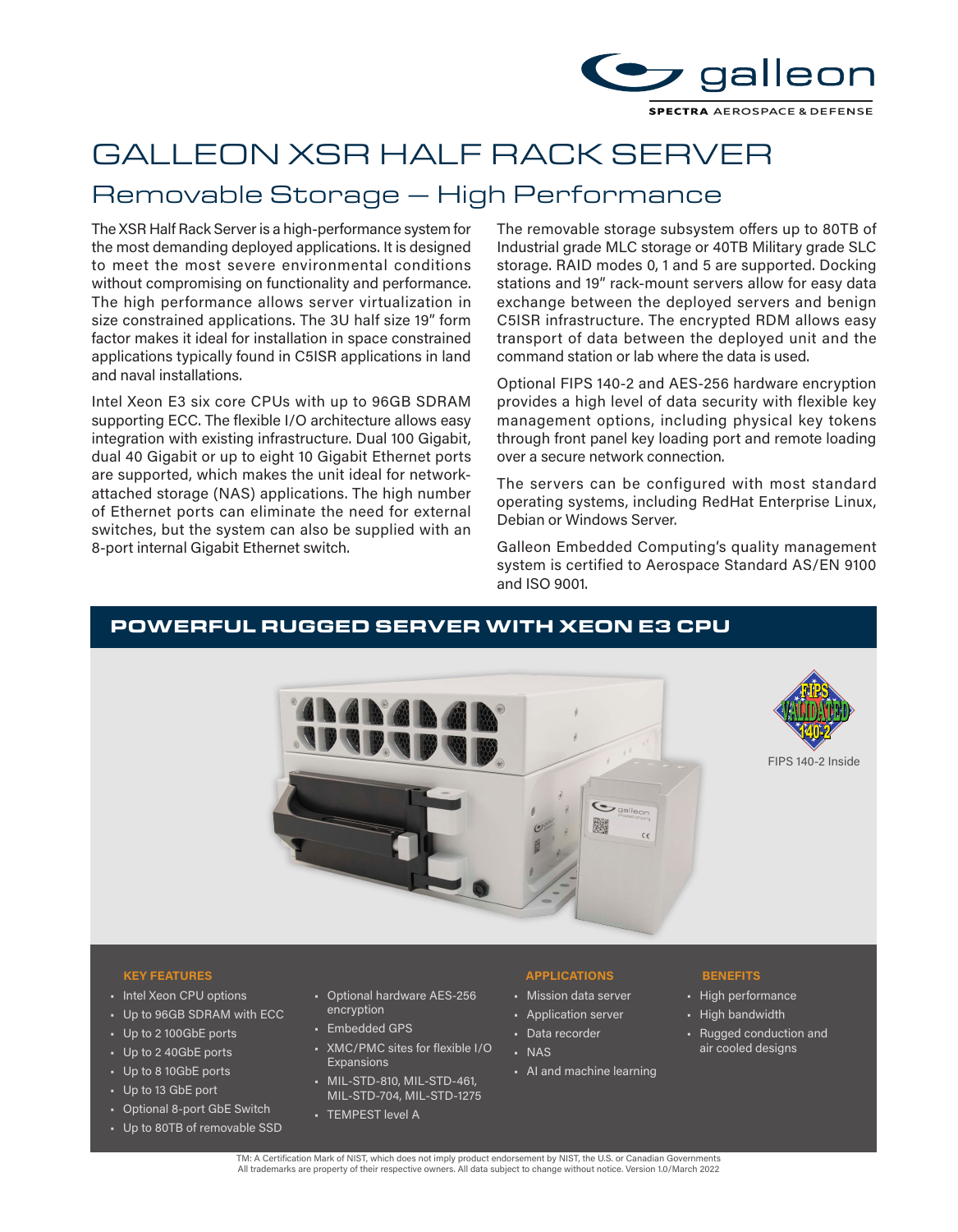galleon

SPECTRA AEROSPACE & DEFENSE

# GALLEON XSR HALF RACK SERVER

## Removable Storage — High Performance

The XSR Half Rack Server is a high-performance system for the most demanding deployed applications. It is designed to meet the most severe environmental conditions without compromising on functionality and performance. The high performance allows server virtualization in size constrained applications. The 3U half size 19" form factor makes it ideal for installation in space constrained applications typically found in C5ISR applications in land and naval installations.

Intel Xeon E3 six core CPUs with up to 96GB SDRAM supporting ECC. The flexible I/O architecture allows easy integration with existing infrastructure. Dual 100 Gigabit, dual 40 Gigabit or up to eight 10 Gigabit Ethernet ports are supported, which makes the unit ideal for network-attached storage (NAS) applications. The high number of Ethernet ports can eliminate the need for external switches, but the system can also be supplied with an 8-port internal Gigabit Ethernet switch.

The removable storage subsystem offers up to 80TB of Industrial grade MLC storage or 40TB Military grade SLC storage. RAID modes 0, 1 and 5 are supported. Docking stations and 19" rack-mount servers allow for easy data exchange between the deployed servers and benign C5ISR infrastructure. The encrypted RDM allows easy transport of data between the deployed unit and the command station or lab where the data is used.

Optional FIPS 140-2 and AES-256 hardware encryption provides a high level of data security with flexible key management options, including physical key tokens through front panel key loading port and remote loading over a secure network connection.

The servers can be configured with most standard operating systems, including RedHat Enterprise Linux, Debian or Windows Server.

Galleon Embedded Computing's quality management system is certified to Aerospace Standard AS/EN 9100 and ISO 9001.

## POWERFUL RUGGED SERVER WITH XEON E3 CPU

FIPS 140-2 Inside

### KEY FEATURES

- Intel Xeon CPU options
- Up to 96GB SDRAM with ECC
- Up to 2 100GbE ports
- Up to 2 40GbE ports
- Up to 8 10GbE ports
- Up to 13 GbE port
- Optional 8-port GbE Switch
- Up to 80TB of removable SSD
- Optional hardware AES-256 encryption
- Embedded GPS
- XMC/PMC sites for flexible I/O Expansions
- MIL-STD-810, MIL-STD-461, MIL-STD-704, MIL-STD-1275
- TEMPEST level A

### APPLICATIONS

- Mission data server
- Application server
- Data recorder
- NAS
- AI and machine learning

### BENEFITS

- High performance
- High bandwidth
- Rugged conduction and air cooled designs

TM: A Certification Mark of NIST, which does not imply product endorsement by NIST, the U.S. or Canadian Governments
All trademarks are property of their respective owners. All data subject to change without notice. Version 1.0/March 2022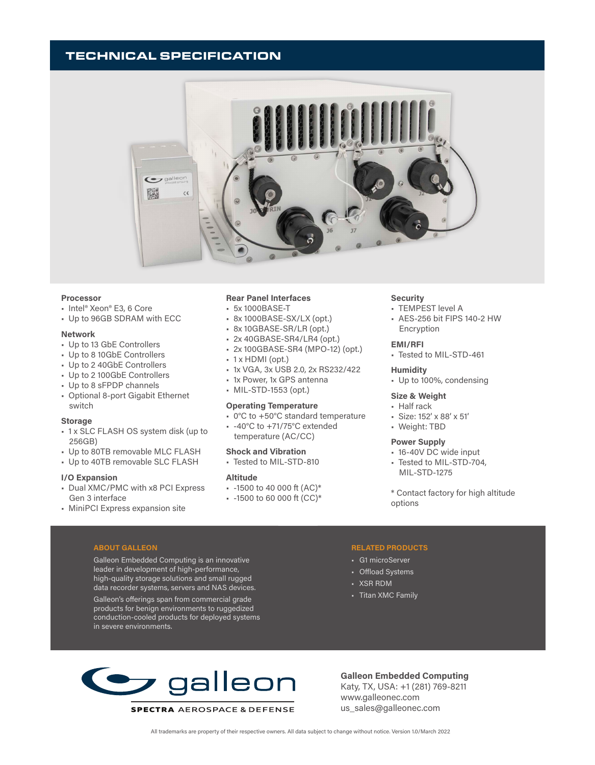# TECHNICAL SPECIFICATION

### Processor
- Intel® Xeon® E3, 6 Core
- Up to 96GB SDRAM with ECC

### Network
- Up to 13 GbE Controllers
- Up to 8 10GbE Controllers
- Up to 2 40GbE Controllers
- Up to 2 100GbE Controllers
- Up to 8 sFPDP channels
- Optional 8-port Gigabit Ethernet switch

### Storage
- 1 x SLC FLASH OS system disk (up to 256GB)
- Up to 80TB removable MLC FLASH
- Up to 40TB removable SLC FLASH

### I/O Expansion
- Dual XMC/PMC with x8 PCI Express Gen 3 interface
- MiniPCI Express expansion site

### Rear Panel Interfaces
- 5x 1000BASE-T
- 8x 1000BASE-SX/LX (opt.)
- 8x 10GBASE-SR/LR (opt.)
- 2x 40GBASE-SR4/LR4 (opt.)
- 2x 100GBASE-SR4 (MPO-12) (opt.)
- 1 x HDMI (opt.)
- 1x VGA, 3x USB 2.0, 2x RS232/422
- 1x Power, 1x GPS antenna
- MIL-STD-1553 (opt.)

### Operating Temperature
- 0°C to +50°C standard temperature
- -40°C to +71/75°C extended temperature (AC/CC)

### Shock and Vibration
- Tested to MIL-STD-810

### Altitude
- -1500 to 40 000 ft (AC)*
- -1500 to 60 000 ft (CC)*

### Security
- TEMPEST level A
- AES-256 bit FIPS 140-2 HW Encryption

### EMI/RFI
- Tested to MIL-STD-461

### Humidity
- Up to 100%, condensing

### Size & Weight
- Half rack
- Size: 152′ x 88′ x 51′
- Weight: TBD

### Power Supply
- 16-40V DC wide input
- Tested to MIL-STD-704, MIL-STD-1275

* Contact factory for high altitude options

### ABOUT GALLEON

Galleon Embedded Computing is an innovative leader in development of high-performance, high-quality storage solutions and small rugged data recorder systems, servers and NAS devices.

Galleon's offerings span from commercial grade products for benign environments to ruggedized conduction-cooled products for deployed systems in severe environments.

### RELATED PRODUCTS
- G1 microServer
- Offload Systems
- XSR RDM
- Titan XMC Family

galleon
SPECTRA AEROSPACE & DEFENSE

**Galleon Embedded Computing**
Katy, TX, USA: +1 (281) 769-8211
www.galleonec.com
us_sales@galleonec.com

All trademarks are property of their respective owners. All data subject to change without notice. Version 1.0/March 2022